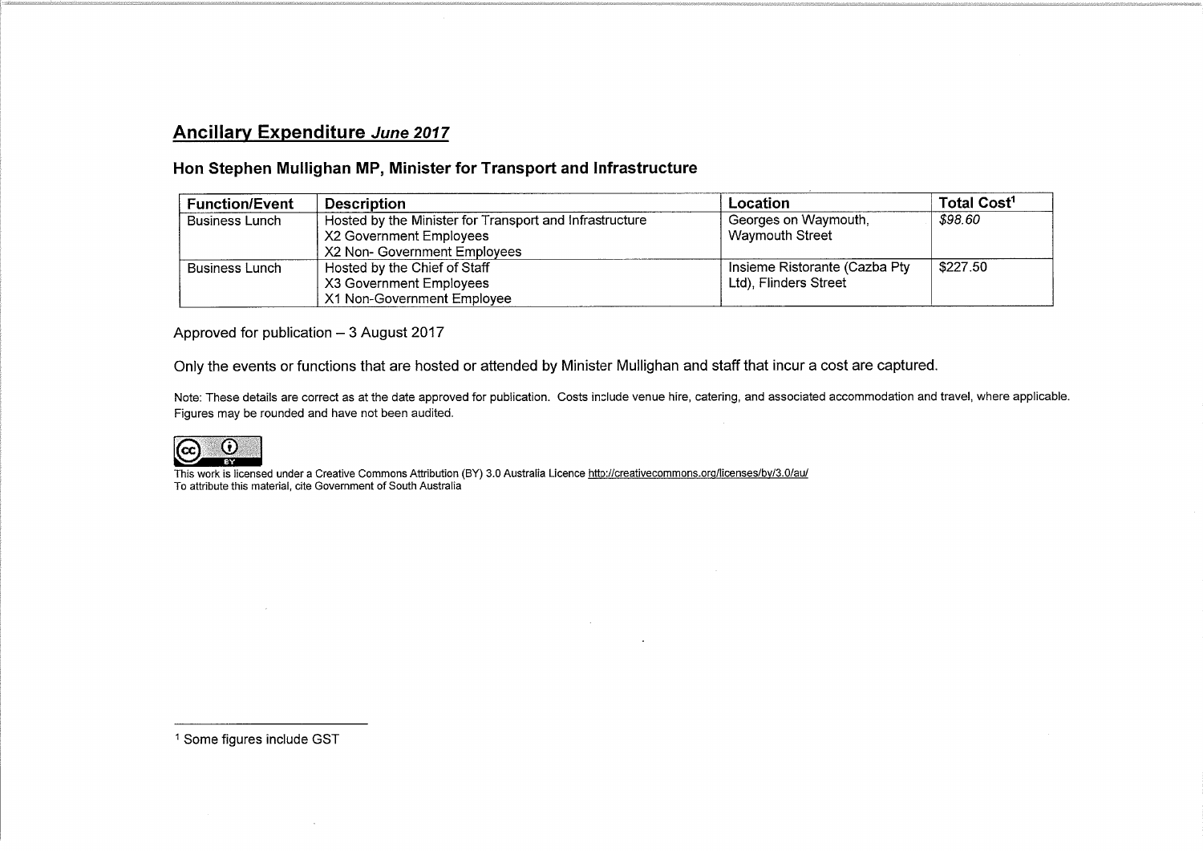## **Ancillary Expenditure** ***June 2017***

### **Hon Stephen Mullighan MP, Minister for Transport and Infrastructure**

| **Function/Event** | **Description** | **Location** | **Total Cost[1]** |
|---|---|---|---|
| Business Lunch | Hosted by the Minister for Transport and Infrastructure<br>X2 Government Employees<br>X2 Non- Government Employees | Georges on Waymouth, Waymouth Street | *$98.60* |
| Business Lunch | Hosted by the Chief of Staff<br>X3 Government Employees<br>X1 Non-Government Employee | Insieme Ristorante (Cazba Pty Ltd), Flinders Street | $227.50 |

Approved for publication – 3 August 2017

Only the events or functions that are hosted or attended by Minister Mullighan and staff that incur a cost are captured.

Note: These details are correct as at the date approved for publication. Costs include venue hire, catering, and associated accommodation and travel, where applicable. Figures may be rounded and have not been audited.

This work is licensed under a Creative Commons Attribution (BY) 3.0 Australia Licence http://creativecommons.org/licenses/by/3.0/au/
To attribute this material, cite Government of South Australia

[1] Some figures include GST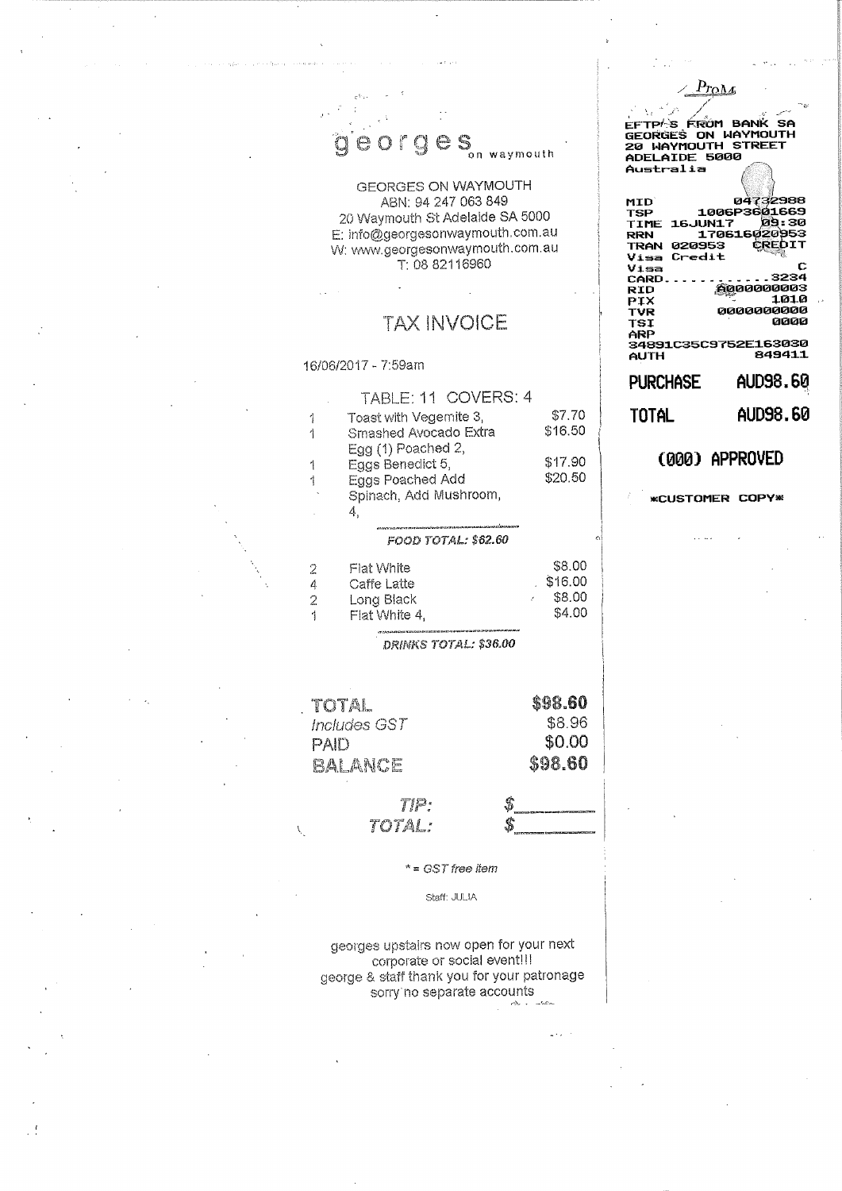georges on waymouth

GEORGES ON WAYMOUTH
ABN: 94 247 063 849
20 Waymouth St Adelaide SA 5000
E: info@georgesonwaymouth.com.au
W: www.georgesonwaymouth.com.au
T: 08 82116960

## TAX INVOICE

16/06/2017 - 7:59am

TABLE: 11 COVERS: 4

| Qty | Item | Amount |
|---|---|---|
| 1 | Toast with Vegemite 3, | $7.70 |
| 1 | Smashed Avocado Extra Egg (1) Poached 2, | $16.50 |
| 1 | Eggs Benedict 5, | $17.90 |
| 1 | Eggs Poached Add Spinach, Add Mushroom, 4, | $20.50 |

*FOOD TOTAL: $62.60*

| Qty | Item | Amount |
|---|---|---|
| 2 | Flat White | $8.00 |
| 4 | Caffe Latte | $16.00 |
| 2 | Long Black | $8.00 |
| 1 | Flat White 4, | $4.00 |

*DRINKS TOTAL: $36.00*

| | |
|---|---|
| TOTAL | $98.60 |
| Includes GST | $8.96 |
| PAID | $0.00 |
| BALANCE | $98.60 |

*TIP:* $\_\_\_\_\_\_\_\_

*TOTAL:* $\_\_\_\_\_\_\_\_

*\* = GST free item*

Staff: JULIA

georges upstairs now open for your next corporate or social event!!!
george & staff thank you for your patronage
sorry no separate accounts

---

Prom

EFTPOS FROM BANK SA
GEORGES ON WAYMOUTH
20 WAYMOUTH STREET
ADELAIDE 5000
Australia

| | |
|---|---|
| MID | 04732988 |
| TSP | 1006P3601669 |
| TIME 16JUN17 | 09:30 |
| RRN | 170616020953 |
| TRAN 020953 | CREDIT |
| Visa Credit | |
| Visa | C |
| CARD............ | 3234 |
| RID | A000000003 |
| PIX | 1010 |
| TVR | 0000000000 |
| TSI | 0000 |
| ARP | |
| 34891C35C9752E163030 | |
| AUTH | 849411 |

**PURCHASE AUD98.60**

**TOTAL AUD98.60**

**(000) APPROVED**

\*CUSTOMER COPY\*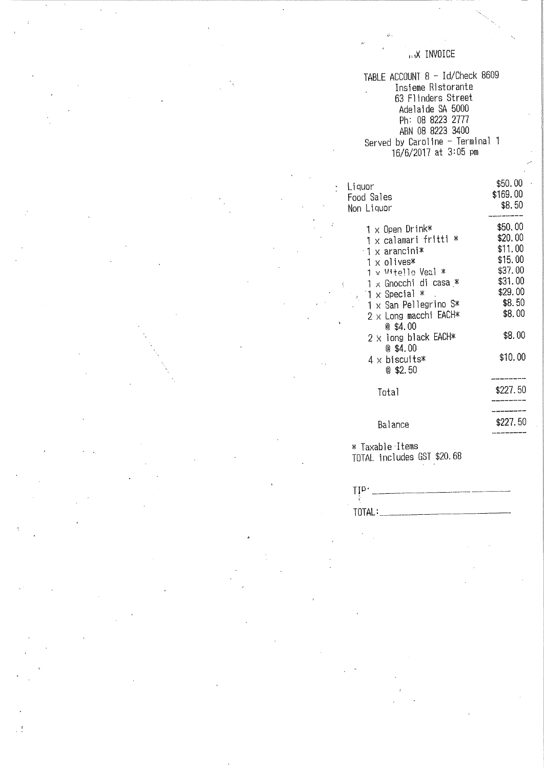# TAX INVOICE

TABLE ACCOUNT 8 - Id/Check 8609
Insieme Ristorante
63 Flinders Street
Adelaide SA 5000
Ph: 08 8223 2777
ABN 08 8223 3400
Served by Caroline - Terminal 1
16/6/2017 at 3:05 pm

| | |
|---|---|
| Liquor | $50.00 |
| Food Sales | $169.00 |
| Non Liquor | $8.50 |

| | |
|---|---|
| 1 x Open Drink* | $50.00 |
| 1 x calamari fritti * | $20.00 |
| 1 x arancini* | $11.00 |
| 1 x olives* | $15.00 |
| 1 x Vitello Veal * | $37.00 |
| 1 x Gnocchi di casa * | $31.00 |
| 1 x Special * | $29.00 |
| 1 x San Pellegrino S* | $8.50 |
| 2 x Long macchi EACH* @ $4.00 | $8.00 |
| 2 x long black EACH* @ $4.00 | $8.00 |
| 4 x biscuits* @ $2.50 | $10.00 |
| Total | $227.50 |
| Balance | $227.50 |

* Taxable Items
TOTAL includes GST $20.68

TIP: ____________________

TOTAL: ____________________